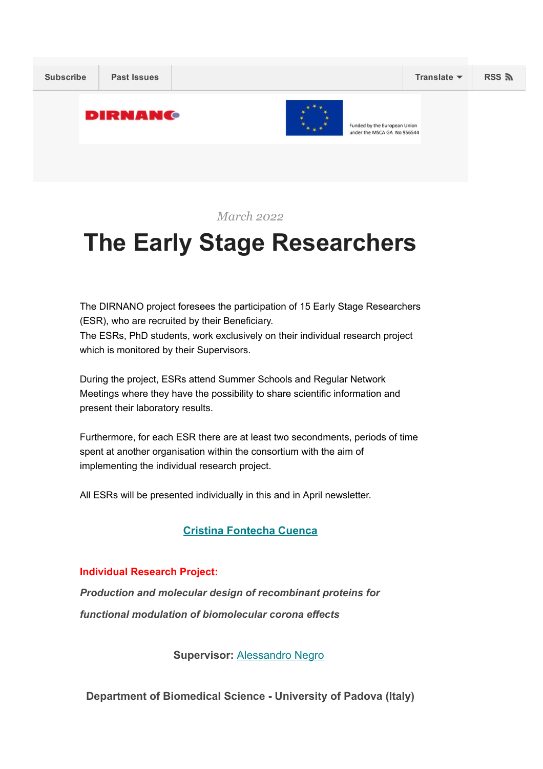Subscribe | Past Issues | Translate | RSS

DIRNANO

Funded by the European Union under the MSCA GA No 956544

*March 2022*

# The Early Stage Researchers

The DIRNANO project foresees the participation of 15 Early Stage Researchers (ESR), who are recruited by their Beneficiary.
The ESRs, PhD students, work exclusively on their individual research project which is monitored by their Supervisors.

During the project, ESRs attend Summer Schools and Regular Network Meetings where they have the possibility to share scientific information and present their laboratory results.

Furthermore, for each ESR there are at least two secondments, periods of time spent at another organisation within the consortium with the aim of implementing the individual research project.

All ESRs will be presented individually in this and in April newsletter.

**Cristina Fontecha Cuenca**

**Individual Research Project:**

***Production and molecular design of recombinant proteins for functional modulation of biomolecular corona effects***

**Supervisor:** Alessandro Negro

**Department of Biomedical Science - University of Padova (Italy)**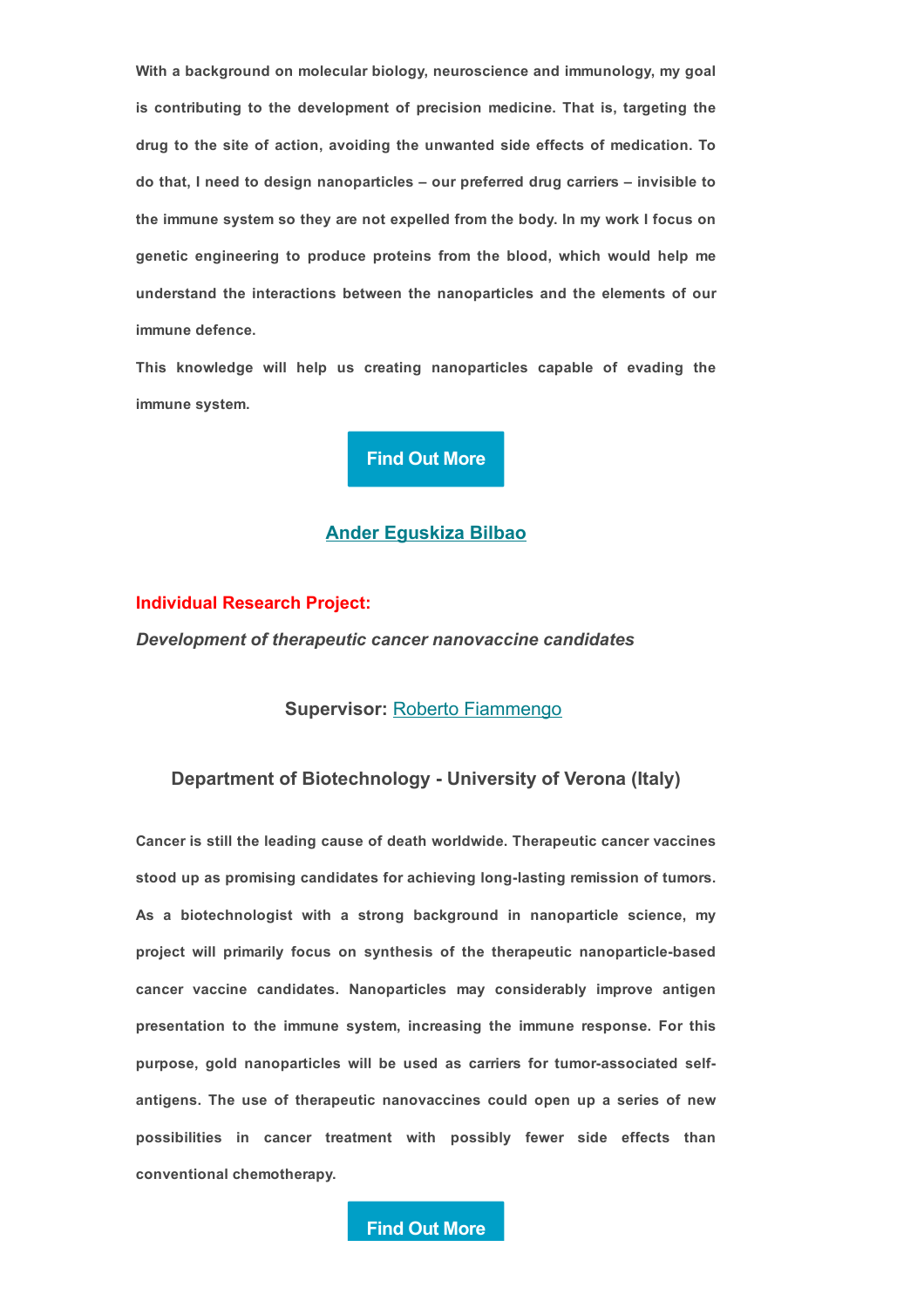**With a background on molecular biology, neuroscience and immunology, my goal is contributing to the development of precision medicine. That is, targeting the drug to the site of action, avoiding the unwanted side effects of medication. To do that, I need to design nanoparticles – our preferred drug carriers – invisible to the immune system so they are not expelled from the body. In my work I focus on genetic engineering to produce proteins from the blood, which would help me understand the interactions between the nanoparticles and the elements of our immune defence.**

**This knowledge will help us creating nanoparticles capable of evading the immune system.**

Find Out More

## Ander Eguskiza Bilbao

**Individual Research Project:**

***Development of therapeutic cancer nanovaccine candidates***

**Supervisor:** Roberto Fiammengo

### Department of Biotechnology - University of Verona (Italy)

**Cancer is still the leading cause of death worldwide. Therapeutic cancer vaccines stood up as promising candidates for achieving long-lasting remission of tumors. As a biotechnologist with a strong background in nanoparticle science, my project will primarily focus on synthesis of the therapeutic nanoparticle-based cancer vaccine candidates. Nanoparticles may considerably improve antigen presentation to the immune system, increasing the immune response. For this purpose, gold nanoparticles will be used as carriers for tumor-associated self-antigens. The use of therapeutic nanovaccines could open up a series of new possibilities in cancer treatment with possibly fewer side effects than conventional chemotherapy.**

Find Out More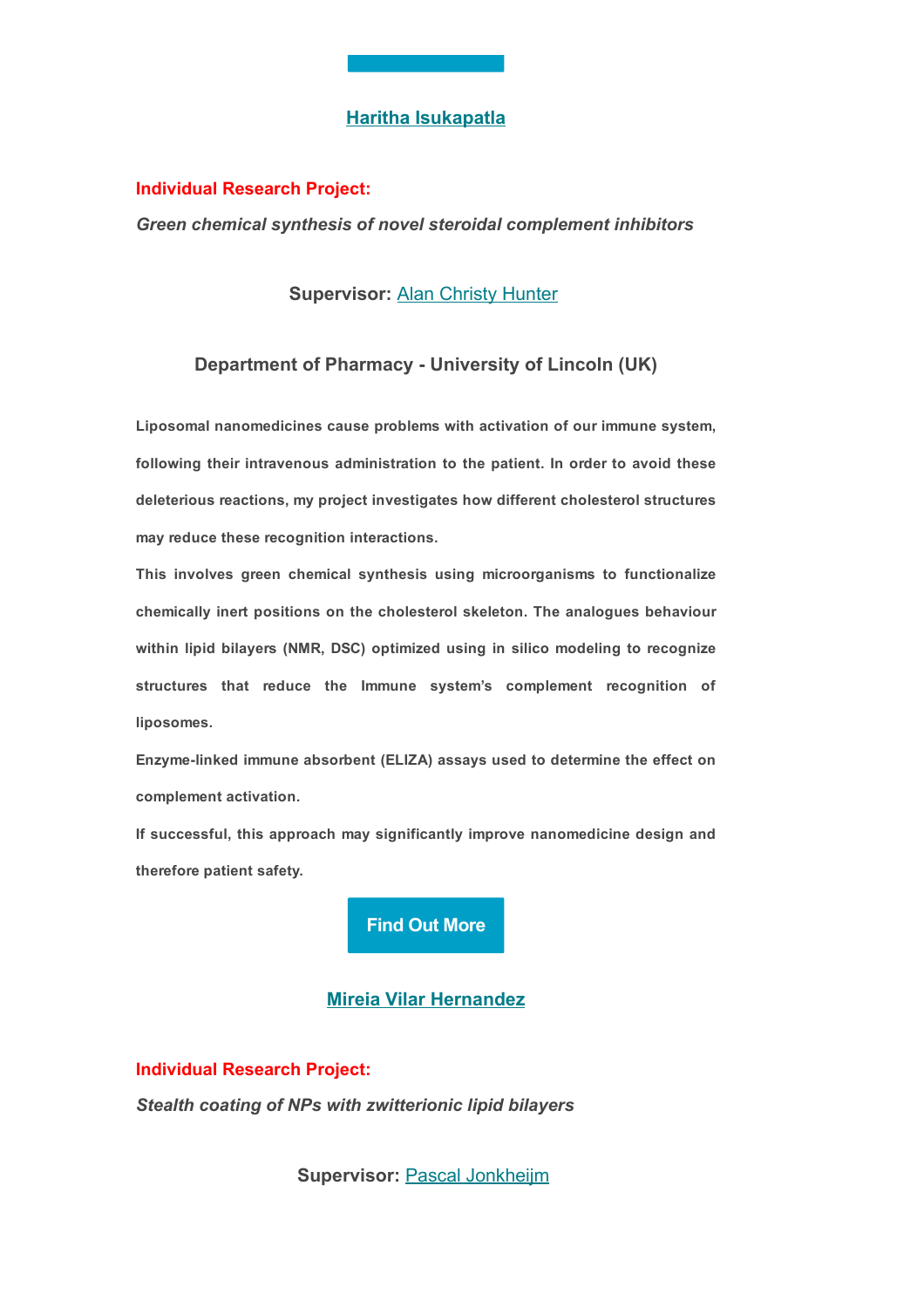**[Haritha Isukapatla]()**

**Individual Research Project:**

***Green chemical synthesis of novel steroidal complement inhibitors***

**Supervisor:** [Alan Christy Hunter]()

**Department of Pharmacy - University of Lincoln (UK)**

**Liposomal nanomedicines cause problems with activation of our immune system, following their intravenous administration to the patient. In order to avoid these deleterious reactions, my project investigates how different cholesterol structures may reduce these recognition interactions.**

**This involves green chemical synthesis using microorganisms to functionalize chemically inert positions on the cholesterol skeleton. The analogues behaviour within lipid bilayers (NMR, DSC) optimized using in silico modeling to recognize structures that reduce the Immune system's complement recognition of liposomes.**

**Enzyme-linked immune absorbent (ELIZA) assays used to determine the effect on complement activation.**

**If successful, this approach may significantly improve nanomedicine design and therefore patient safety.**

**Find Out More**

**[Mireia Vilar Hernandez]()**

**Individual Research Project:**

***Stealth coating of NPs with zwitterionic lipid bilayers***

**Supervisor:** [Pascal Jonkheijm]()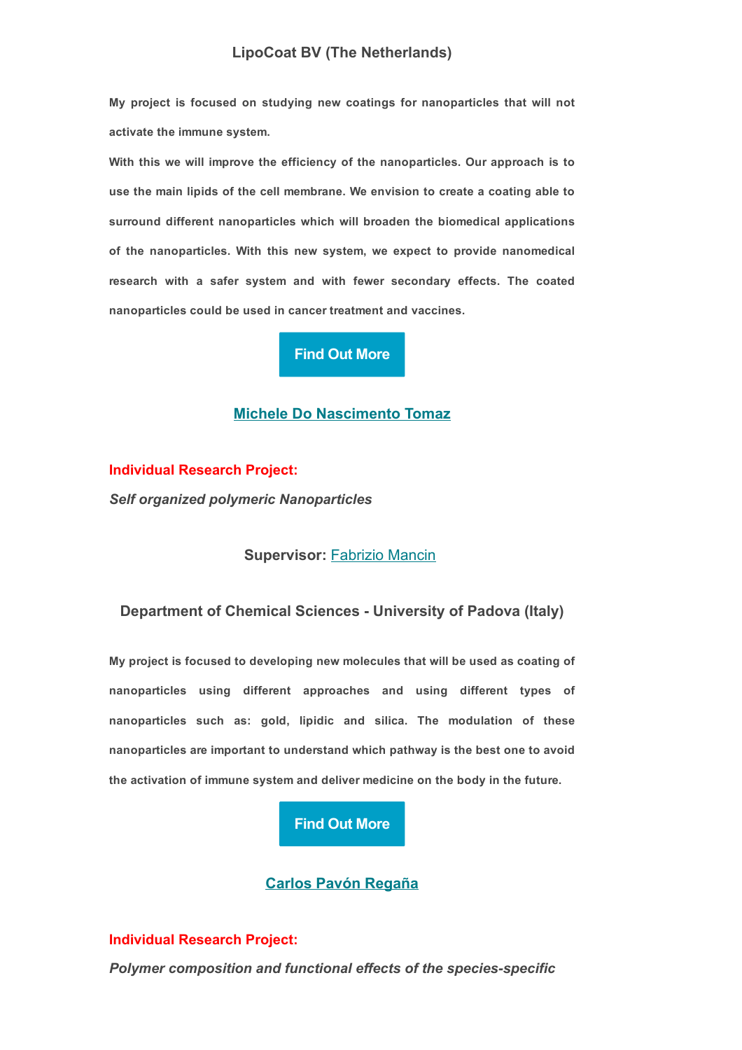### LipoCoat BV (The Netherlands)

**My project is focused on studying new coatings for nanoparticles that will not activate the immune system.**

**With this we will improve the efficiency of the nanoparticles. Our approach is to use the main lipids of the cell membrane. We envision to create a coating able to surround different nanoparticles which will broaden the biomedical applications of the nanoparticles. With this new system, we expect to provide nanomedical research with a safer system and with fewer secondary effects. The coated nanoparticles could be used in cancer treatment and vaccines.**

**Find Out More**

## Michele Do Nascimento Tomaz

**Individual Research Project:**

***Self organized polymeric Nanoparticles***

**Supervisor:** Fabrizio Mancin

### Department of Chemical Sciences - University of Padova (Italy)

**My project is focused to developing new molecules that will be used as coating of nanoparticles using different approaches and using different types of nanoparticles such as: gold, lipidic and silica. The modulation of these nanoparticles are important to understand which pathway is the best one to avoid the activation of immune system and deliver medicine on the body in the future.**

**Find Out More**

## Carlos Pavón Regaña

**Individual Research Project:**

***Polymer composition and functional effects of the species-specific***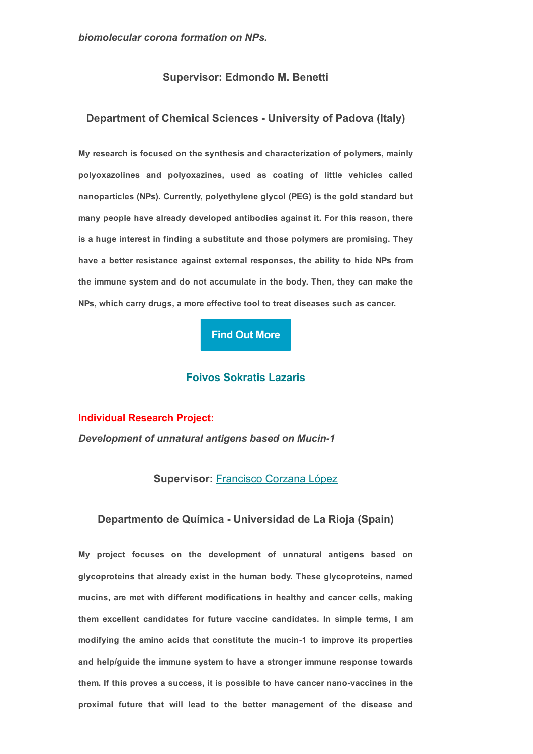***biomolecular corona formation on NPs.***

**Supervisor: Edmondo M. Benetti**

**Department of Chemical Sciences - University of Padova (Italy)**

**My research is focused on the synthesis and characterization of polymers, mainly polyoxazolines and polyoxazines, used as coating of little vehicles called nanoparticles (NPs). Currently, polyethylene glycol (PEG) is the gold standard but many people have already developed antibodies against it. For this reason, there is a huge interest in finding a substitute and those polymers are promising. They have a better resistance against external responses, the ability to hide NPs from the immune system and do not accumulate in the body. Then, they can make the NPs, which carry drugs, a more effective tool to treat diseases such as cancer.**

**Find Out More**

**Foivos Sokratis Lazaris**

**Individual Research Project:**

***Development of unnatural antigens based on Mucin-1***

**Supervisor:** Francisco Corzana López

**Departmento de Química - Universidad de La Rioja (Spain)**

**My project focuses on the development of unnatural antigens based on glycoproteins that already exist in the human body. These glycoproteins, named mucins, are met with different modifications in healthy and cancer cells, making them excellent candidates for future vaccine candidates. In simple terms, I am modifying the amino acids that constitute the mucin-1 to improve its properties and help/guide the immune system to have a stronger immune response towards them. If this proves a success, it is possible to have cancer nano-vaccines in the proximal future that will lead to the better management of the disease and**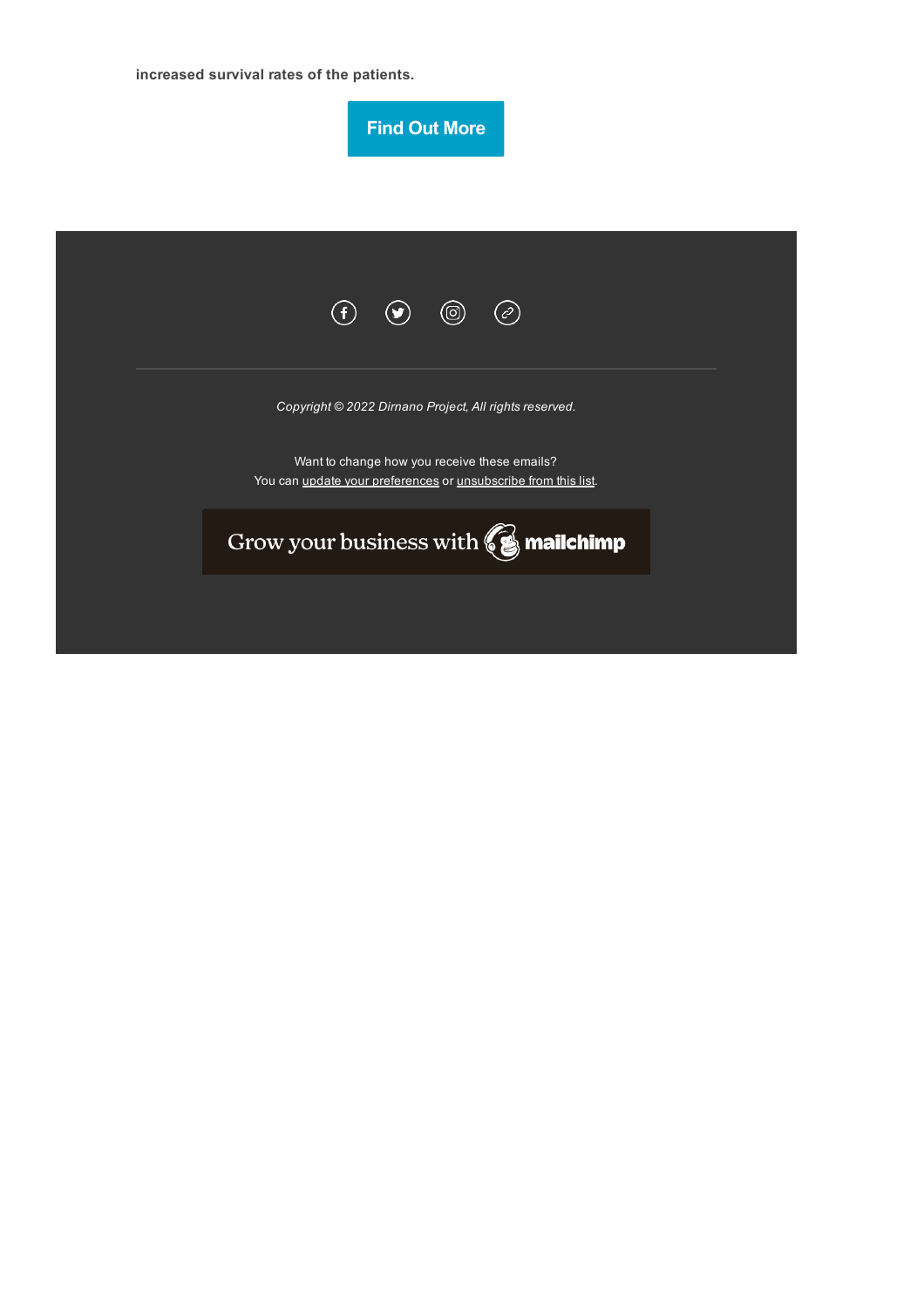**increased survival rates of the patients.**

Find Out More

*Copyright © 2022 Dirnano Project, All rights reserved.*

Want to change how you receive these emails?
You can update your preferences or unsubscribe from this list.

Grow your business with mailchimp